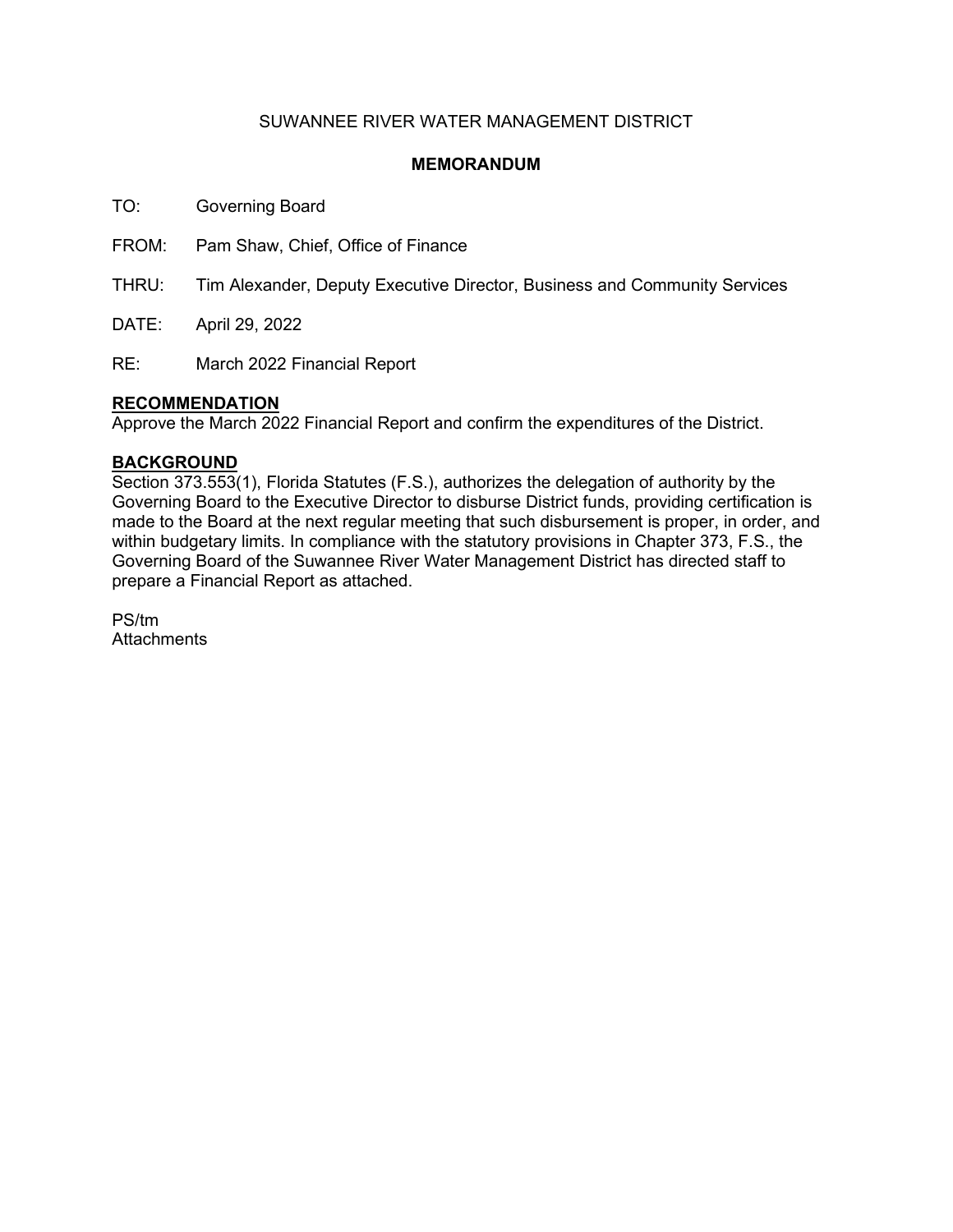SUWANNEE RIVER WATER MANAGEMENT DISTRICT

**MEMORANDUM**

TO: Governing Board

FROM: Pam Shaw, Chief, Office of Finance

THRU: Tim Alexander, Deputy Executive Director, Business and Community Services

DATE: April 29, 2022

RE: March 2022 Financial Report

**RECOMMENDATION**

Approve the March 2022 Financial Report and confirm the expenditures of the District.

**BACKGROUND**

Section 373.553(1), Florida Statutes (F.S.), authorizes the delegation of authority by the Governing Board to the Executive Director to disburse District funds, providing certification is made to the Board at the next regular meeting that such disbursement is proper, in order, and within budgetary limits. In compliance with the statutory provisions in Chapter 373, F.S., the Governing Board of the Suwannee River Water Management District has directed staff to prepare a Financial Report as attached.

PS/tm

Attachments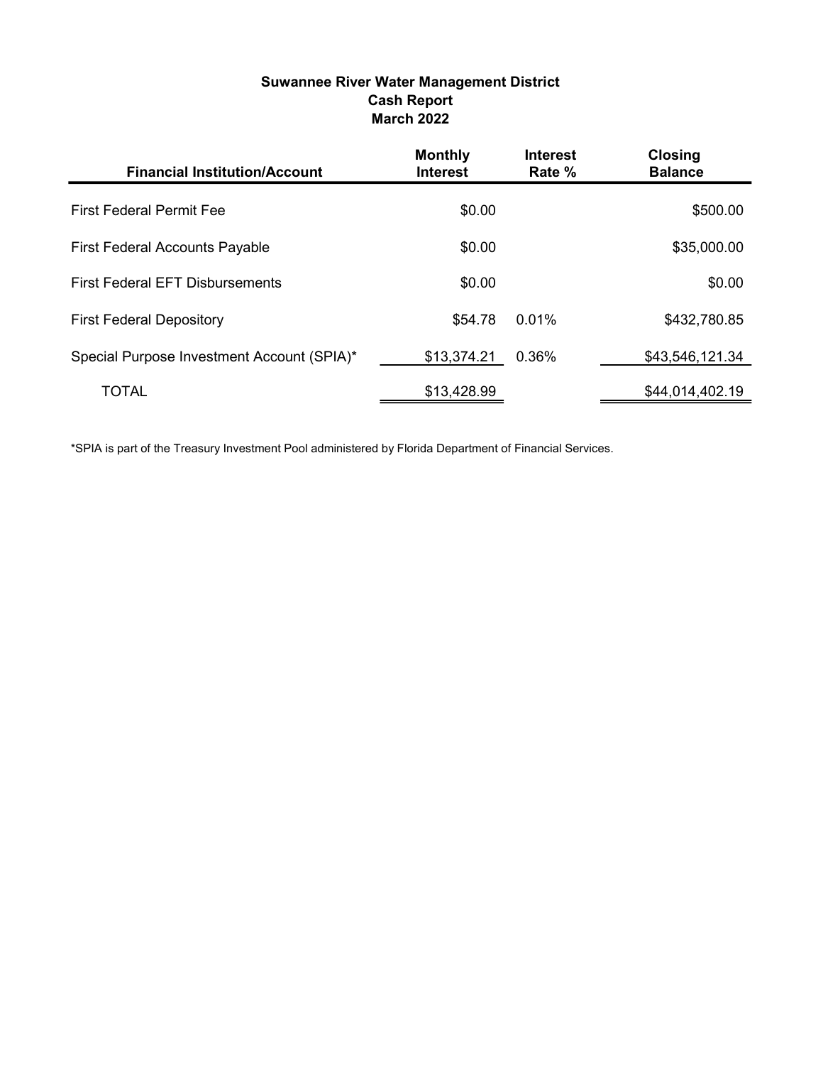# Suwannee River Water Management District
## Cash Report
## March 2022

| Financial Institution/Account | Monthly Interest | Interest Rate % | Closing Balance |
|---|---|---|---|
| First Federal Permit Fee | $0.00 | | $500.00 |
| First Federal Accounts Payable | $0.00 | | $35,000.00 |
| First Federal EFT Disbursements | $0.00 | | $0.00 |
| First Federal Depository | $54.78 | 0.01% | $432,780.85 |
| Special Purpose Investment Account (SPIA)* | $13,374.21 | 0.36% | $43,546,121.34 |
| TOTAL | $13,428.99 | | $44,014,402.19 |

*SPIA is part of the Treasury Investment Pool administered by Florida Department of Financial Services.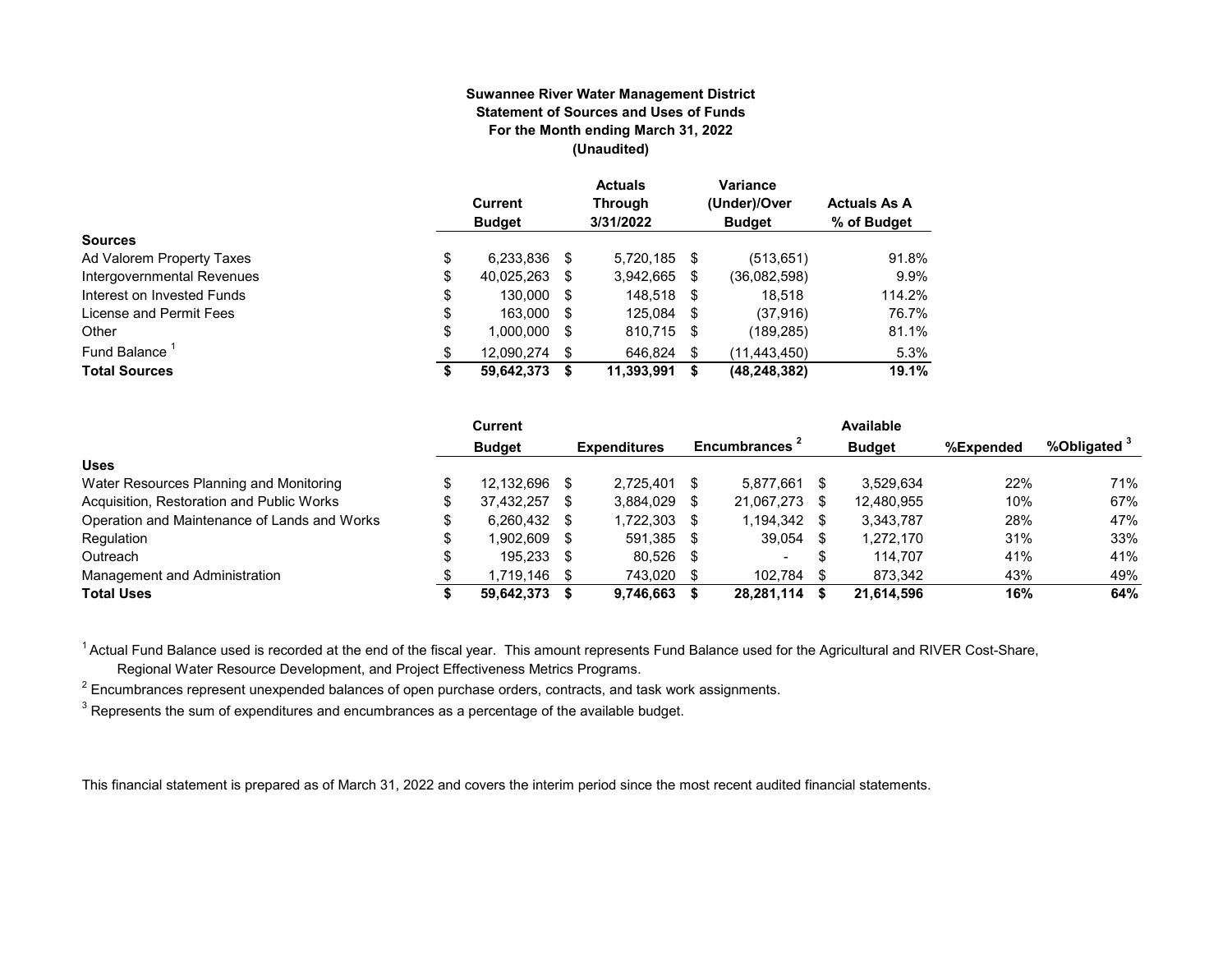**Suwannee River Water Management District**
**Statement of Sources and Uses of Funds**
**For the Month ending March 31, 2022**
**(Unaudited)**

| | Current Budget | Actuals Through 3/31/2022 | Variance (Under)/Over Budget | Actuals As A % of Budget |
|---|---|---|---|---|
| **Sources** | | | | |
| Ad Valorem Property Taxes | $ 6,233,836 | $ 5,720,185 | $ (513,651) | 91.8% |
| Intergovernmental Revenues | $ 40,025,263 | $ 3,942,665 | $ (36,082,598) | 9.9% |
| Interest on Invested Funds | $ 130,000 | $ 148,518 | $ 18,518 | 114.2% |
| License and Permit Fees | $ 163,000 | $ 125,084 | $ (37,916) | 76.7% |
| Other | $ 1,000,000 | $ 810,715 | $ (189,285) | 81.1% |
| Fund Balance [1] | $ 12,090,274 | $ 646,824 | $ (11,443,450) | 5.3% |
| **Total Sources** | **$ 59,642,373** | **$ 11,393,991** | **$ (48,248,382)** | **19.1%** |

| | Current Budget | Expenditures | Encumbrances [2] | Available Budget | %Expended | %Obligated [3] |
|---|---|---|---|---|---|---|
| **Uses** | | | | | | |
| Water Resources Planning and Monitoring | $ 12,132,696 | $ 2,725,401 | $ 5,877,661 | $ 3,529,634 | 22% | 71% |
| Acquisition, Restoration and Public Works | $ 37,432,257 | $ 3,884,029 | $ 21,067,273 | $ 12,480,955 | 10% | 67% |
| Operation and Maintenance of Lands and Works | $ 6,260,432 | $ 1,722,303 | $ 1,194,342 | $ 3,343,787 | 28% | 47% |
| Regulation | $ 1,902,609 | $ 591,385 | $ 39,054 | $ 1,272,170 | 31% | 33% |
| Outreach | $ 195,233 | $ 80,526 | $ - | $ 114,707 | 41% | 41% |
| Management and Administration | $ 1,719,146 | $ 743,020 | $ 102,784 | $ 873,342 | 43% | 49% |
| **Total Uses** | **$ 59,642,373** | **$ 9,746,663** | **$ 28,281,114** | **$ 21,614,596** | **16%** | **64%** |

[1] Actual Fund Balance used is recorded at the end of the fiscal year. This amount represents Fund Balance used for the Agricultural and RIVER Cost-Share, Regional Water Resource Development, and Project Effectiveness Metrics Programs.

[2] Encumbrances represent unexpended balances of open purchase orders, contracts, and task work assignments.

[3] Represents the sum of expenditures and encumbrances as a percentage of the available budget.

This financial statement is prepared as of March 31, 2022 and covers the interim period since the most recent audited financial statements.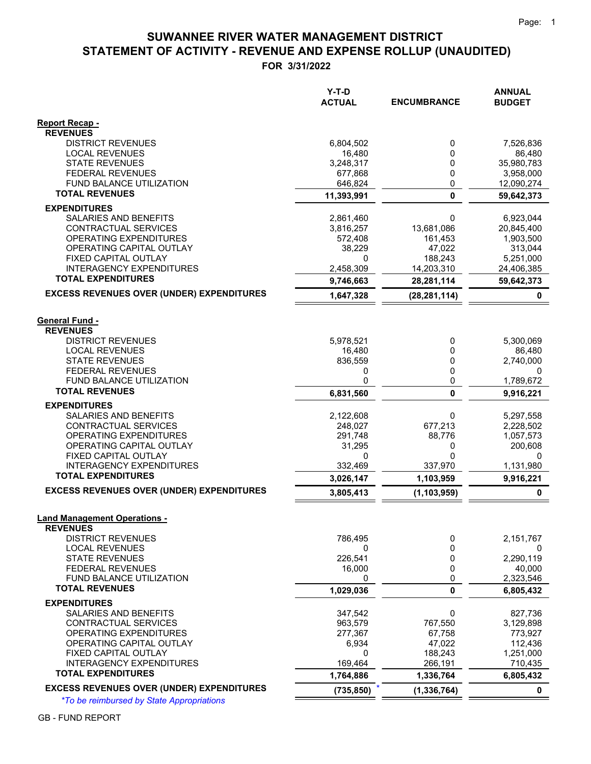# SUWANNEE RIVER WATER MANAGEMENT DISTRICT
## STATEMENT OF ACTIVITY - REVENUE AND EXPENSE ROLLUP (UNAUDITED)
### FOR 3/31/2022

| | Y-T-D ACTUAL | ENCUMBRANCE | ANNUAL BUDGET |
|---|---|---|---|
| **Report Recap -** | | | |
| **REVENUES** | | | |
| DISTRICT REVENUES | 6,804,502 | 0 | 7,526,836 |
| LOCAL REVENUES | 16,480 | 0 | 86,480 |
| STATE REVENUES | 3,248,317 | 0 | 35,980,783 |
| FEDERAL REVENUES | 677,868 | 0 | 3,958,000 |
| FUND BALANCE UTILIZATION | 646,824 | 0 | 12,090,274 |
| **TOTAL REVENUES** | **11,393,991** | **0** | **59,642,373** |
| **EXPENDITURES** | | | |
| SALARIES AND BENEFITS | 2,861,460 | 0 | 6,923,044 |
| CONTRACTUAL SERVICES | 3,816,257 | 13,681,086 | 20,845,400 |
| OPERATING EXPENDITURES | 572,408 | 161,453 | 1,903,500 |
| OPERATING CAPITAL OUTLAY | 38,229 | 47,022 | 313,044 |
| FIXED CAPITAL OUTLAY | 0 | 188,243 | 5,251,000 |
| INTERAGENCY EXPENDITURES | 2,458,309 | 14,203,310 | 24,406,385 |
| **TOTAL EXPENDITURES** | **9,746,663** | **28,281,114** | **59,642,373** |
| **EXCESS REVENUES OVER (UNDER) EXPENDITURES** | **1,647,328** | **(28,281,114)** | **0** |
| **General Fund -** | | | |
| **REVENUES** | | | |
| DISTRICT REVENUES | 5,978,521 | 0 | 5,300,069 |
| LOCAL REVENUES | 16,480 | 0 | 86,480 |
| STATE REVENUES | 836,559 | 0 | 2,740,000 |
| FEDERAL REVENUES | 0 | 0 | 0 |
| FUND BALANCE UTILIZATION | 0 | 0 | 1,789,672 |
| **TOTAL REVENUES** | **6,831,560** | **0** | **9,916,221** |
| **EXPENDITURES** | | | |
| SALARIES AND BENEFITS | 2,122,608 | 0 | 5,297,558 |
| CONTRACTUAL SERVICES | 248,027 | 677,213 | 2,228,502 |
| OPERATING EXPENDITURES | 291,748 | 88,776 | 1,057,573 |
| OPERATING CAPITAL OUTLAY | 31,295 | 0 | 200,608 |
| FIXED CAPITAL OUTLAY | 0 | 0 | 0 |
| INTERAGENCY EXPENDITURES | 332,469 | 337,970 | 1,131,980 |
| **TOTAL EXPENDITURES** | **3,026,147** | **1,103,959** | **9,916,221** |
| **EXCESS REVENUES OVER (UNDER) EXPENDITURES** | **3,805,413** | **(1,103,959)** | **0** |
| **Land Management Operations -** | | | |
| **REVENUES** | | | |
| DISTRICT REVENUES | 786,495 | 0 | 2,151,767 |
| LOCAL REVENUES | 0 | 0 | 0 |
| STATE REVENUES | 226,541 | 0 | 2,290,119 |
| FEDERAL REVENUES | 16,000 | 0 | 40,000 |
| FUND BALANCE UTILIZATION | 0 | 0 | 2,323,546 |
| **TOTAL REVENUES** | **1,029,036** | **0** | **6,805,432** |
| **EXPENDITURES** | | | |
| SALARIES AND BENEFITS | 347,542 | 0 | 827,736 |
| CONTRACTUAL SERVICES | 963,579 | 767,550 | 3,129,898 |
| OPERATING EXPENDITURES | 277,367 | 67,758 | 773,927 |
| OPERATING CAPITAL OUTLAY | 6,934 | 47,022 | 112,436 |
| FIXED CAPITAL OUTLAY | 0 | 188,243 | 1,251,000 |
| INTERAGENCY EXPENDITURES | 169,464 | 266,191 | 710,435 |
| **TOTAL EXPENDITURES** | **1,764,886** | **1,336,764** | **6,805,432** |
| **EXCESS REVENUES OVER (UNDER) EXPENDITURES** | **(735,850)** * | **(1,336,764)** | **0** |

*\*To be reimbursed by State Appropriations*

GB - FUND REPORT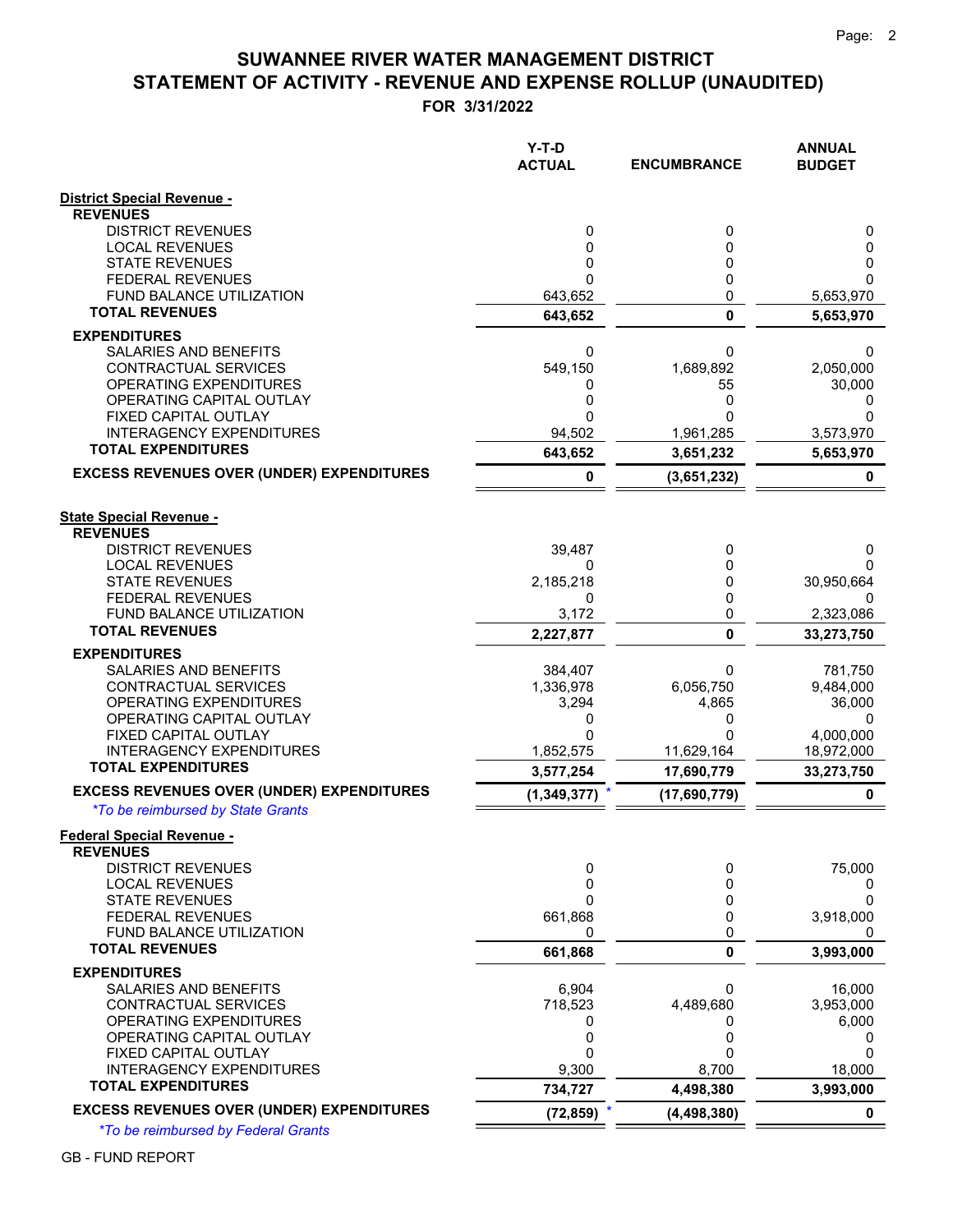# SUWANNEE RIVER WATER MANAGEMENT DISTRICT
# STATEMENT OF ACTIVITY - REVENUE AND EXPENSE ROLLUP (UNAUDITED)
## FOR 3/31/2022

| | Y-T-D ACTUAL | ENCUMBRANCE | ANNUAL BUDGET |
|---|---|---|---|
| **District Special Revenue -** | | | |
| **REVENUES** | | | |
| DISTRICT REVENUES | 0 | 0 | 0 |
| LOCAL REVENUES | 0 | 0 | 0 |
| STATE REVENUES | 0 | 0 | 0 |
| FEDERAL REVENUES | 0 | 0 | 0 |
| FUND BALANCE UTILIZATION | 643,652 | 0 | 5,653,970 |
| **TOTAL REVENUES** | **643,652** | **0** | **5,653,970** |
| **EXPENDITURES** | | | |
| SALARIES AND BENEFITS | 0 | 0 | 0 |
| CONTRACTUAL SERVICES | 549,150 | 1,689,892 | 2,050,000 |
| OPERATING EXPENDITURES | 0 | 55 | 30,000 |
| OPERATING CAPITAL OUTLAY | 0 | 0 | 0 |
| FIXED CAPITAL OUTLAY | 0 | 0 | 0 |
| INTERAGENCY EXPENDITURES | 94,502 | 1,961,285 | 3,573,970 |
| **TOTAL EXPENDITURES** | **643,652** | **3,651,232** | **5,653,970** |
| **EXCESS REVENUES OVER (UNDER) EXPENDITURES** | **0** | **(3,651,232)** | **0** |
| **State Special Revenue -** | | | |
| **REVENUES** | | | |
| DISTRICT REVENUES | 39,487 | 0 | 0 |
| LOCAL REVENUES | 0 | 0 | 0 |
| STATE REVENUES | 2,185,218 | 0 | 30,950,664 |
| FEDERAL REVENUES | 0 | 0 | 0 |
| FUND BALANCE UTILIZATION | 3,172 | 0 | 2,323,086 |
| **TOTAL REVENUES** | **2,227,877** | **0** | **33,273,750** |
| **EXPENDITURES** | | | |
| SALARIES AND BENEFITS | 384,407 | 0 | 781,750 |
| CONTRACTUAL SERVICES | 1,336,978 | 6,056,750 | 9,484,000 |
| OPERATING EXPENDITURES | 3,294 | 4,865 | 36,000 |
| OPERATING CAPITAL OUTLAY | 0 | 0 | 0 |
| FIXED CAPITAL OUTLAY | 0 | 0 | 4,000,000 |
| INTERAGENCY EXPENDITURES | 1,852,575 | 11,629,164 | 18,972,000 |
| **TOTAL EXPENDITURES** | **3,577,254** | **17,690,779** | **33,273,750** |
| **EXCESS REVENUES OVER (UNDER) EXPENDITURES** | **(1,349,377)** * | **(17,690,779)** | **0** |
| *\*To be reimbursed by State Grants* | | | |
| **Federal Special Revenue -** | | | |
| **REVENUES** | | | |
| DISTRICT REVENUES | 0 | 0 | 75,000 |
| LOCAL REVENUES | 0 | 0 | 0 |
| STATE REVENUES | 0 | 0 | 0 |
| FEDERAL REVENUES | 661,868 | 0 | 3,918,000 |
| FUND BALANCE UTILIZATION | 0 | 0 | 0 |
| **TOTAL REVENUES** | **661,868** | **0** | **3,993,000** |
| **EXPENDITURES** | | | |
| SALARIES AND BENEFITS | 6,904 | 0 | 16,000 |
| CONTRACTUAL SERVICES | 718,523 | 4,489,680 | 3,953,000 |
| OPERATING EXPENDITURES | 0 | 0 | 6,000 |
| OPERATING CAPITAL OUTLAY | 0 | 0 | 0 |
| FIXED CAPITAL OUTLAY | 0 | 0 | 0 |
| INTERAGENCY EXPENDITURES | 9,300 | 8,700 | 18,000 |
| **TOTAL EXPENDITURES** | **734,727** | **4,498,380** | **3,993,000** |
| **EXCESS REVENUES OVER (UNDER) EXPENDITURES** | **(72,859)** * | **(4,498,380)** | **0** |
| *\*To be reimbursed by Federal Grants* | | | |

GB - FUND REPORT